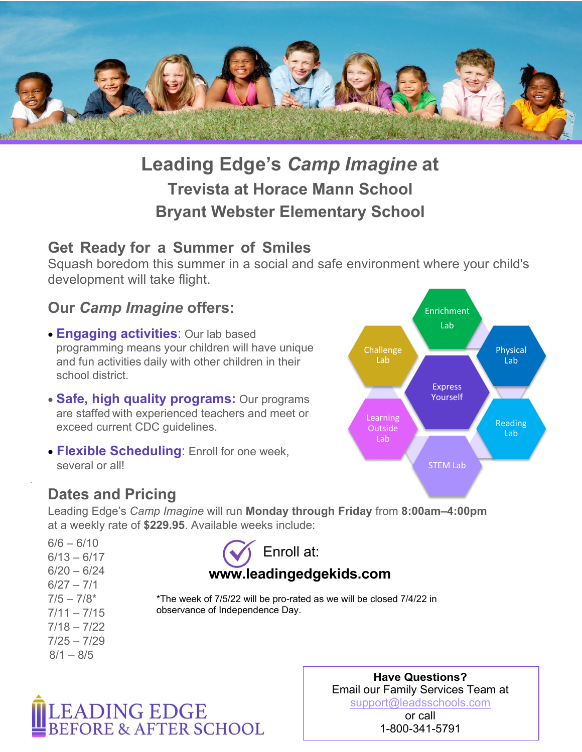# Leading Edge's *Camp Imagine* at

## Trevista at Horace Mann School

## Bryant Webster Elementary School

### Get Ready for a Summer of Smiles

Squash boredom this summer in a social and safe environment where your child's development will take flight.

### Our *Camp Imagine* offers:

- **Engaging activities**: Our lab based programming means your children will have unique and fun activities daily with other children in their school district.
- **Safe, high quality programs:** Our programs are staffed with experienced teachers and meet or exceed current CDC guidelines.
- **Flexible Scheduling**: Enroll for one week, several or all!

Enrichment Lab
Challenge Lab
Physical Lab
Express Yourself
Learning Outside Lab
Reading Lab
STEM Lab

### Dates and Pricing

Leading Edge's *Camp Imagine* will run **Monday through Friday** from **8:00am–4:00pm** at a weekly rate of **$229.95**. Available weeks include:

6/6 – 6/10
6/13 – 6/17
6/20 – 6/24
6/27 – 7/1
7/5 – 7/8*
7/11 – 7/15
7/18 – 7/22
7/25 – 7/29
8/1 – 8/5

Enroll at:
**www.leadingedgekids.com**

*The week of 7/5/22 will be pro-rated as we will be closed 7/4/22 in observance of Independence Day.

LEADING EDGE
BEFORE & AFTER SCHOOL

**Have Questions?**
Email our Family Services Team at
support@leadsschools.com
or call
1-800-341-5791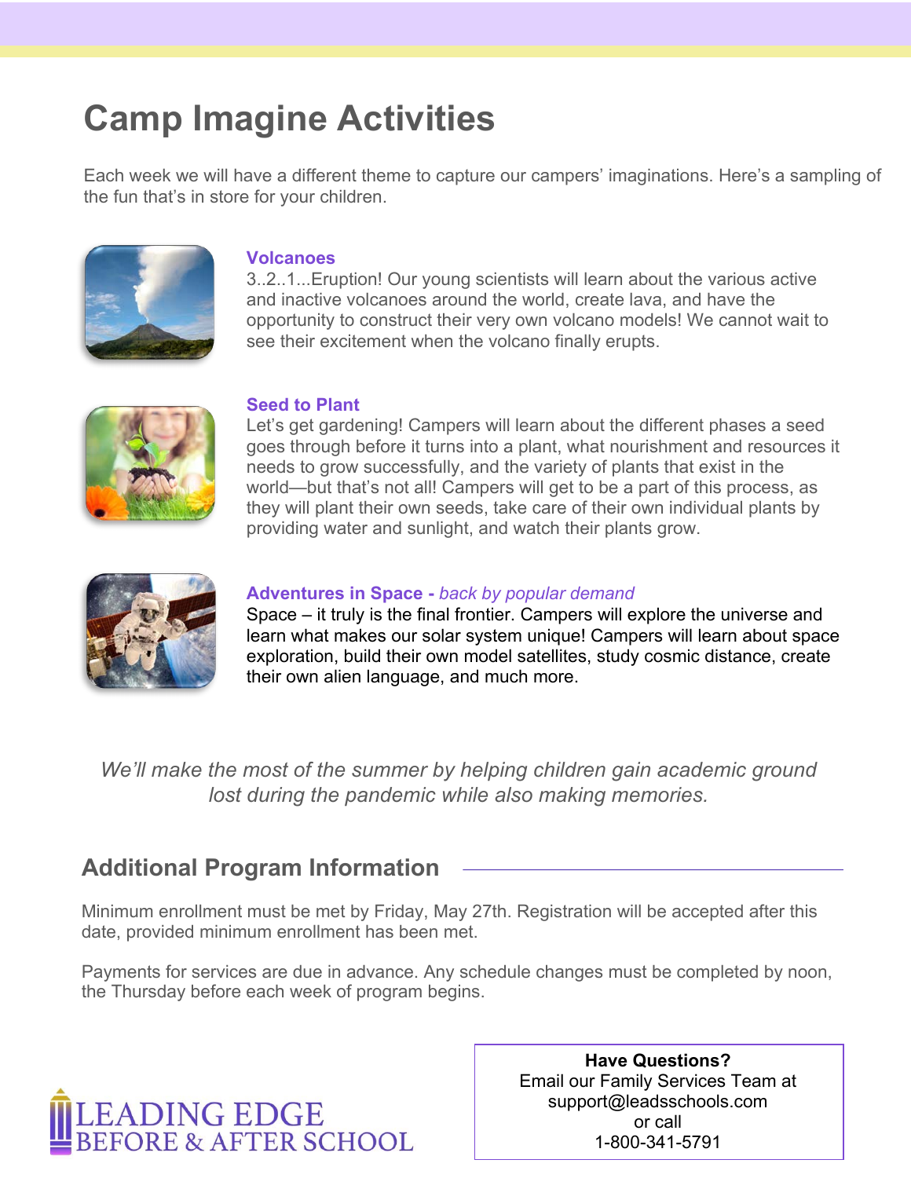# Camp Imagine Activities

Each week we will have a different theme to capture our campers' imaginations. Here's a sampling of the fun that's in store for your children.

### Volcanoes

3..2..1...Eruption! Our young scientists will learn about the various active and inactive volcanoes around the world, create lava, and have the opportunity to construct their very own volcano models! We cannot wait to see their excitement when the volcano finally erupts.

### Seed to Plant

Let's get gardening! Campers will learn about the different phases a seed goes through before it turns into a plant, what nourishment and resources it needs to grow successfully, and the variety of plants that exist in the world—but that's not all! Campers will get to be a part of this process, as they will plant their own seeds, take care of their own individual plants by providing water and sunlight, and watch their plants grow.

### Adventures in Space - *back by popular demand*

Space – it truly is the final frontier. Campers will explore the universe and learn what makes our solar system unique! Campers will learn about space exploration, build their own model satellites, study cosmic distance, create their own alien language, and much more.

*We'll make the most of the summer by helping children gain academic ground lost during the pandemic while also making memories.*

## Additional Program Information

Minimum enrollment must be met by Friday, May 27th. Registration will be accepted after this date, provided minimum enrollment has been met.

Payments for services are due in advance. Any schedule changes must be completed by noon, the Thursday before each week of program begins.

**Have Questions?**
Email our Family Services Team at
support@leadsschools.com
or call
1-800-341-5791

LEADING EDGE
BEFORE & AFTER SCHOOL